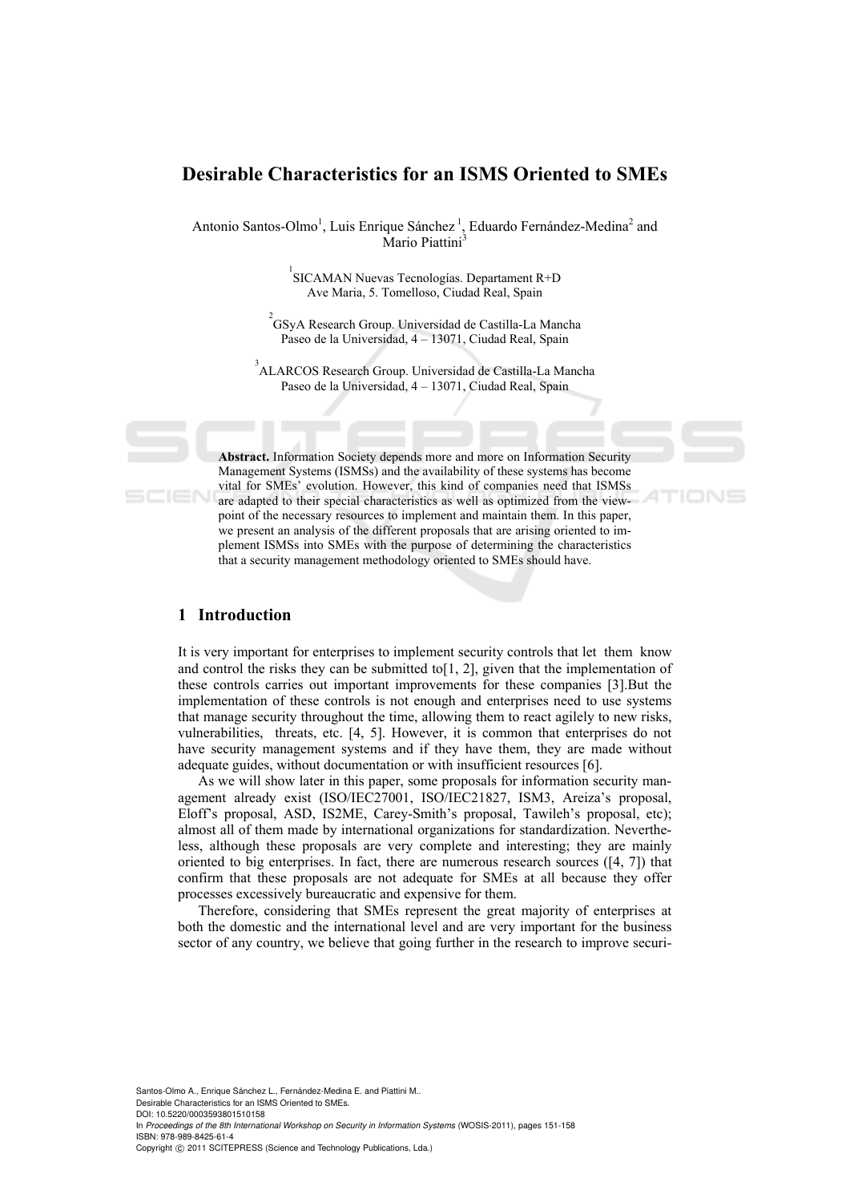# Desirable Characteristics for an ISMS Oriented to SMEs

Antonio Santos-Olmo[1], Luis Enrique Sánchez [1], Eduardo Fernández-Medina[2] and Mario Piattini[3]

[1] SICAMAN Nuevas Tecnologías. Departament R+D
Ave Maria, 5. Tomelloso, Ciudad Real, Spain

[2] GSyA Research Group. Universidad de Castilla-La Mancha
Paseo de la Universidad, 4 – 13071, Ciudad Real, Spain

[3] ALARCOS Research Group. Universidad de Castilla-La Mancha
Paseo de la Universidad, 4 – 13071, Ciudad Real, Spain

**Abstract.** Information Society depends more and more on Information Security Management Systems (ISMSs) and the availability of these systems has become vital for SMEs' evolution. However, this kind of companies need that ISMSs are adapted to their special characteristics as well as optimized from the view-point of the necessary resources to implement and maintain them. In this paper, we present an analysis of the different proposals that are arising oriented to implement ISMSs into SMEs with the purpose of determining the characteristics that a security management methodology oriented to SMEs should have.

## 1 Introduction

It is very important for enterprises to implement security controls that let them know and control the risks they can be submitted to[1, 2], given that the implementation of these controls carries out important improvements for these companies [3].But the implementation of these controls is not enough and enterprises need to use systems that manage security throughout the time, allowing them to react agilely to new risks, vulnerabilities, threats, etc. [4, 5]. However, it is common that enterprises do not have security management systems and if they have them, they are made without adequate guides, without documentation or with insufficient resources [6].

As we will show later in this paper, some proposals for information security management already exist (ISO/IEC27001, ISO/IEC21827, ISM3, Areiza's proposal, Eloff's proposal, ASD, IS2ME, Carey-Smith's proposal, Tawileh's proposal, etc); almost all of them made by international organizations for standardization. Nevertheless, although these proposals are very complete and interesting; they are mainly oriented to big enterprises. In fact, there are numerous research sources ([4, 7]) that confirm that these proposals are not adequate for SMEs at all because they offer processes excessively bureaucratic and expensive for them.

Therefore, considering that SMEs represent the great majority of enterprises at both the domestic and the international level and are very important for the business sector of any country, we believe that going further in the research to improve securi-

Santos-Olmo A., Enrique Sánchez L., Fernández-Medina E. and Piattini M..
Desirable Characteristics for an ISMS Oriented to SMEs.
DOI: 10.5220/0003593801510158
In *Proceedings of the 8th International Workshop on Security in Information Systems* (WOSIS-2011), pages 151-158
ISBN: 978-989-8425-61-4
Copyright © 2011 SCITEPRESS (Science and Technology Publications, Lda.)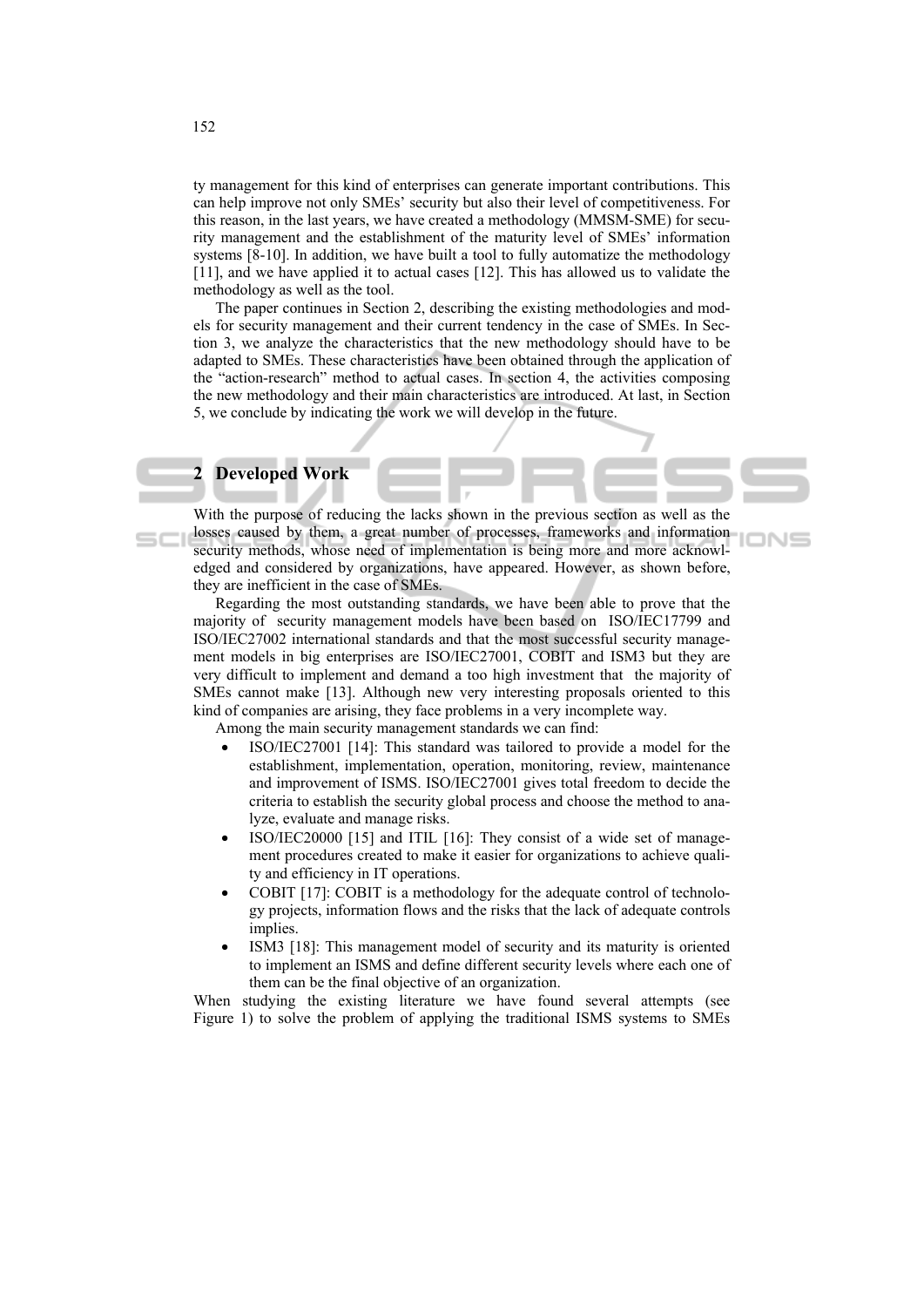ty management for this kind of enterprises can generate important contributions. This can help improve not only SMEs' security but also their level of competitiveness. For this reason, in the last years, we have created a methodology (MMSM-SME) for security management and the establishment of the maturity level of SMEs' information systems [8-10]. In addition, we have built a tool to fully automatize the methodology [11], and we have applied it to actual cases [12]. This has allowed us to validate the methodology as well as the tool.

The paper continues in Section 2, describing the existing methodologies and models for security management and their current tendency in the case of SMEs. In Section 3, we analyze the characteristics that the new methodology should have to be adapted to SMEs. These characteristics have been obtained through the application of the "action-research" method to actual cases. In section 4, the activities composing the new methodology and their main characteristics are introduced. At last, in Section 5, we conclude by indicating the work we will develop in the future.

## 2 Developed Work

With the purpose of reducing the lacks shown in the previous section as well as the losses caused by them, a great number of processes, frameworks and information security methods, whose need of implementation is being more and more acknowledged and considered by organizations, have appeared. However, as shown before, they are inefficient in the case of SMEs.

Regarding the most outstanding standards, we have been able to prove that the majority of security management models have been based on ISO/IEC17799 and ISO/IEC27002 international standards and that the most successful security management models in big enterprises are ISO/IEC27001, COBIT and ISM3 but they are very difficult to implement and demand a too high investment that the majority of SMEs cannot make [13]. Although new very interesting proposals oriented to this kind of companies are arising, they face problems in a very incomplete way.

Among the main security management standards we can find:

- ISO/IEC27001 [14]: This standard was tailored to provide a model for the establishment, implementation, operation, monitoring, review, maintenance and improvement of ISMS. ISO/IEC27001 gives total freedom to decide the criteria to establish the security global process and choose the method to analyze, evaluate and manage risks.
- ISO/IEC20000 [15] and ITIL [16]: They consist of a wide set of management procedures created to make it easier for organizations to achieve quality and efficiency in IT operations.
- COBIT [17]: COBIT is a methodology for the adequate control of technology projects, information flows and the risks that the lack of adequate controls implies.
- ISM3 [18]: This management model of security and its maturity is oriented to implement an ISMS and define different security levels where each one of them can be the final objective of an organization.

When studying the existing literature we have found several attempts (see Figure 1) to solve the problem of applying the traditional ISMS systems to SMEs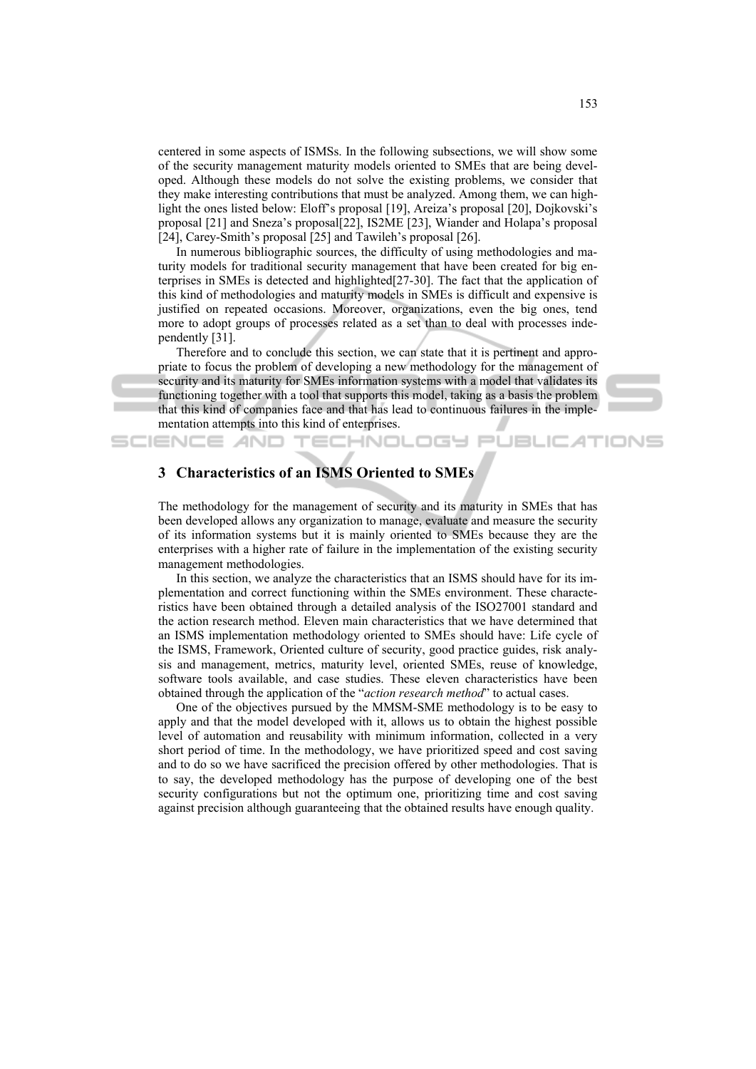centered in some aspects of ISMSs. In the following subsections, we will show some of the security management maturity models oriented to SMEs that are being developed. Although these models do not solve the existing problems, we consider that they make interesting contributions that must be analyzed. Among them, we can highlight the ones listed below: Eloff's proposal [19], Areiza's proposal [20], Dojkovski's proposal [21] and Sneza's proposal[22], IS2ME [23], Wiander and Holapa's proposal [24], Carey-Smith's proposal [25] and Tawileh's proposal [26].

In numerous bibliographic sources, the difficulty of using methodologies and maturity models for traditional security management that have been created for big enterprises in SMEs is detected and highlighted[27-30]. The fact that the application of this kind of methodologies and maturity models in SMEs is difficult and expensive is justified on repeated occasions. Moreover, organizations, even the big ones, tend more to adopt groups of processes related as a set than to deal with processes independently [31].

Therefore and to conclude this section, we can state that it is pertinent and appropriate to focus the problem of developing a new methodology for the management of security and its maturity for SMEs information systems with a model that validates its functioning together with a tool that supports this model, taking as a basis the problem that this kind of companies face and that has lead to continuous failures in the implementation attempts into this kind of enterprises.

## 3 Characteristics of an ISMS Oriented to SMEs

The methodology for the management of security and its maturity in SMEs that has been developed allows any organization to manage, evaluate and measure the security of its information systems but it is mainly oriented to SMEs because they are the enterprises with a higher rate of failure in the implementation of the existing security management methodologies.

In this section, we analyze the characteristics that an ISMS should have for its implementation and correct functioning within the SMEs environment. These characteristics have been obtained through a detailed analysis of the ISO27001 standard and the action research method. Eleven main characteristics that we have determined that an ISMS implementation methodology oriented to SMEs should have: Life cycle of the ISMS, Framework, Oriented culture of security, good practice guides, risk analysis and management, metrics, maturity level, oriented SMEs, reuse of knowledge, software tools available, and case studies. These eleven characteristics have been obtained through the application of the "*action research method*" to actual cases.

One of the objectives pursued by the MMSM-SME methodology is to be easy to apply and that the model developed with it, allows us to obtain the highest possible level of automation and reusability with minimum information, collected in a very short period of time. In the methodology, we have prioritized speed and cost saving and to do so we have sacrificed the precision offered by other methodologies. That is to say, the developed methodology has the purpose of developing one of the best security configurations but not the optimum one, prioritizing time and cost saving against precision although guaranteeing that the obtained results have enough quality.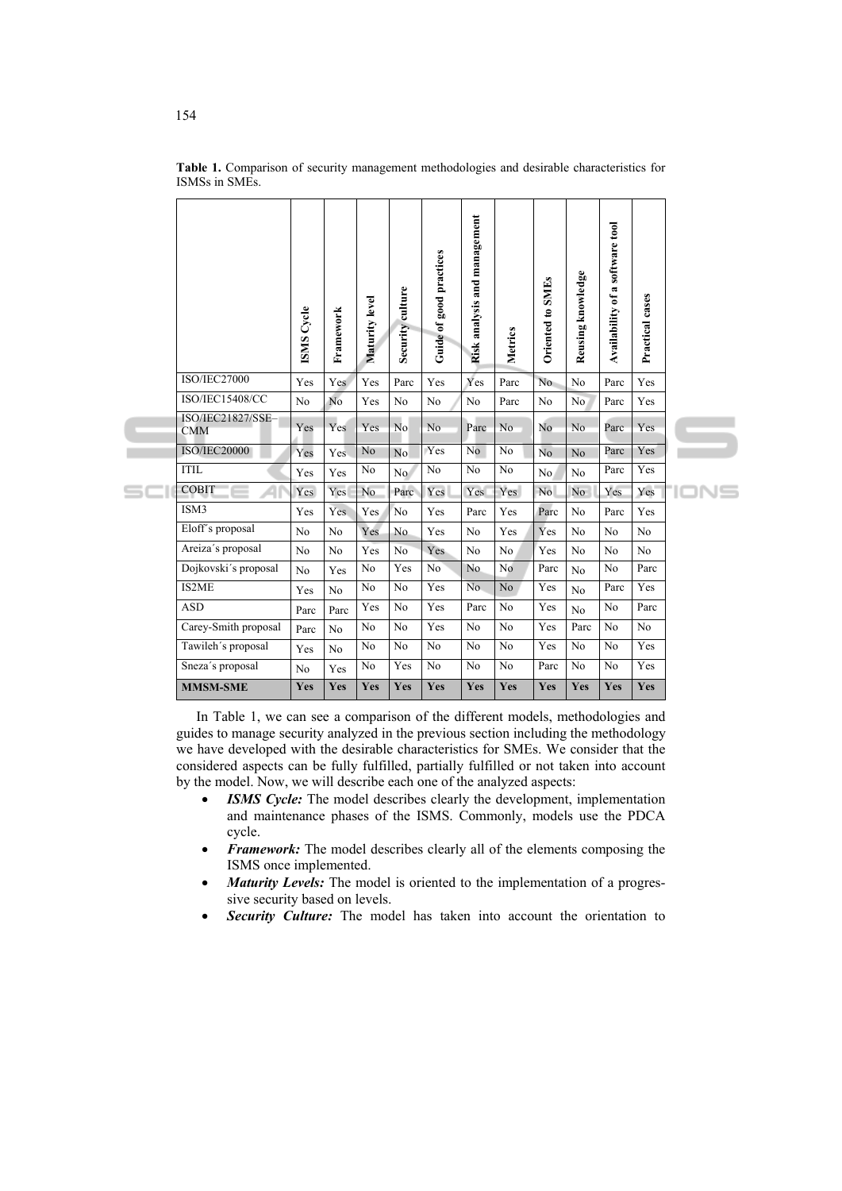**Table 1.** Comparison of security management methodologies and desirable characteristics for ISMSs in SMEs.

| | ISMS Cycle | Framework | Maturity level | Security culture | Guide of good practices | Risk analysis and management | Metrics | Oriented to SMEs | Reusing knowledge | Availability of a software tool | Practical cases |
|---|---|---|---|---|---|---|---|---|---|---|---|
| ISO/IEC27000 | Yes | Yes | Yes | Parc | Yes | Yes | Parc | No | No | Parc | Yes |
| ISO/IEC15408/CC | No | No | Yes | No | No | No | Parc | No | No | Parc | Yes |
| ISO/IEC21827/SSE–CMM | Yes | Yes | Yes | No | No | Parc | No | No | No | Parc | Yes |
| ISO/IEC20000 | Yes | Yes | No | No | Yes | No | No | No | No | Parc | Yes |
| ITIL | Yes | Yes | No | No | No | No | No | No | No | Parc | Yes |
| COBIT | Yes | Yes | No | Parc | Yes | Yes | Yes | No | No | Yes | Yes |
| ISM3 | Yes | Yes | Yes | No | Yes | Parc | Yes | Parc | No | Parc | Yes |
| Eloff´s proposal | No | No | Yes | No | Yes | No | Yes | Yes | No | No | No |
| Areiza´s proposal | No | No | Yes | No | Yes | No | No | Yes | No | No | No |
| Dojkovski´s proposal | No | Yes | No | Yes | No | No | No | Parc | No | No | Parc |
| IS2ME | Yes | No | No | No | Yes | No | No | Yes | No | Parc | Yes |
| ASD | Parc | Parc | Yes | No | Yes | Parc | No | Yes | No | No | Parc |
| Carey-Smith proposal | Parc | No | No | No | Yes | No | No | Yes | Parc | No | No |
| Tawileh´s proposal | Yes | No | No | No | No | No | No | Yes | No | No | Yes |
| Sneza´s proposal | No | Yes | No | Yes | No | No | No | Parc | No | No | Yes |
| **MMSM-SME** | **Yes** | **Yes** | **Yes** | **Yes** | **Yes** | **Yes** | **Yes** | **Yes** | **Yes** | **Yes** | **Yes** |

In Table 1, we can see a comparison of the different models, methodologies and guides to manage security analyzed in the previous section including the methodology we have developed with the desirable characteristics for SMEs. We consider that the considered aspects can be fully fulfilled, partially fulfilled or not taken into account by the model. Now, we will describe each one of the analyzed aspects:

- ***ISMS Cycle:*** The model describes clearly the development, implementation and maintenance phases of the ISMS. Commonly, models use the PDCA cycle.
- ***Framework:*** The model describes clearly all of the elements composing the ISMS once implemented.
- ***Maturity Levels:*** The model is oriented to the implementation of a progressive security based on levels.
- ***Security Culture:*** The model has taken into account the orientation to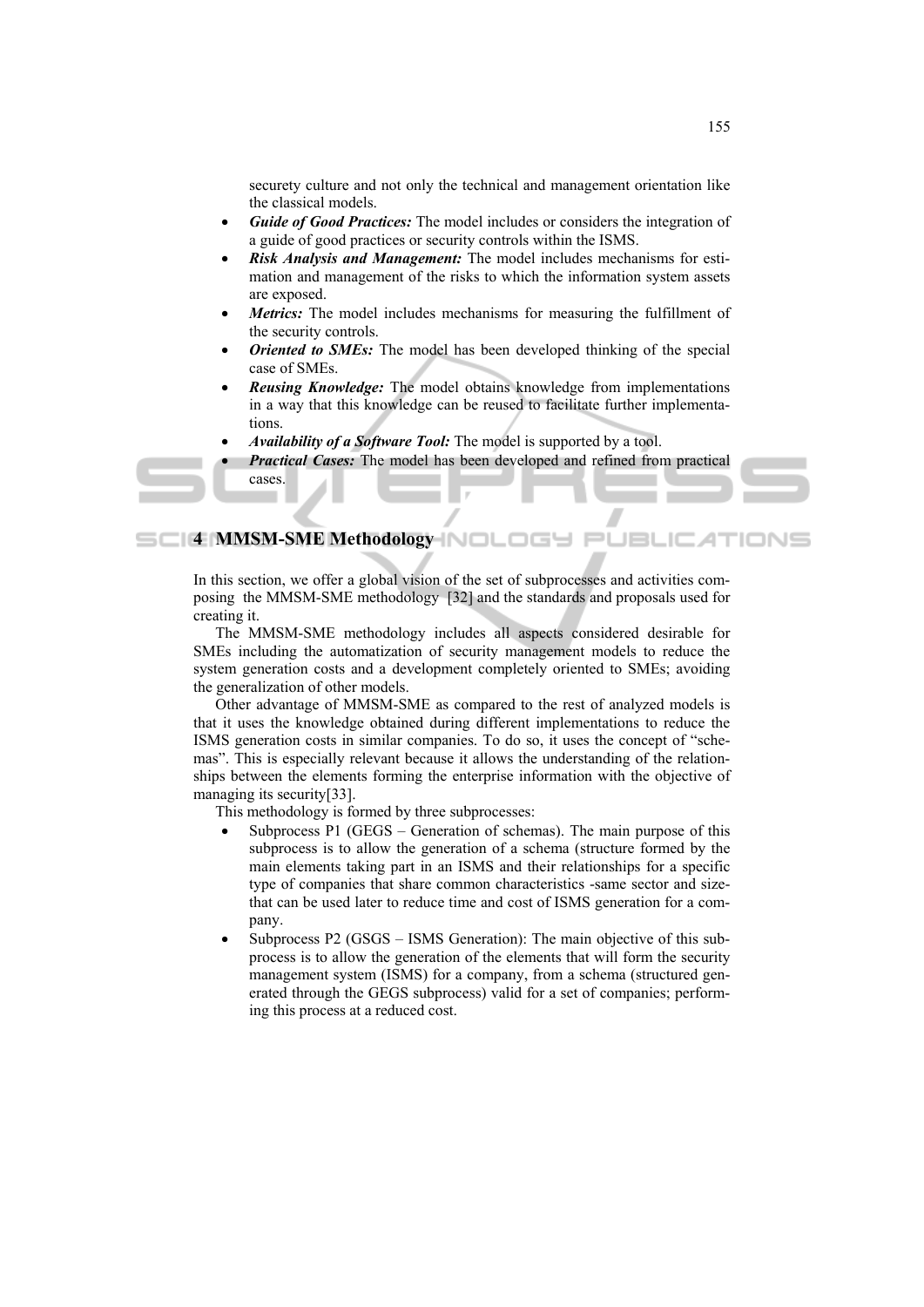securety culture and not only the technical and management orientation like the classical models.

- ***Guide of Good Practices:*** The model includes or considers the integration of a guide of good practices or security controls within the ISMS.
- ***Risk Analysis and Management:*** The model includes mechanisms for estimation and management of the risks to which the information system assets are exposed.
- ***Metrics:*** The model includes mechanisms for measuring the fulfillment of the security controls.
- ***Oriented to SMEs:*** The model has been developed thinking of the special case of SMEs.
- ***Reusing Knowledge:*** The model obtains knowledge from implementations in a way that this knowledge can be reused to facilitate further implementations.
- ***Availability of a Software Tool:*** The model is supported by a tool.
- ***Practical Cases:*** The model has been developed and refined from practical cases.

## 4 MMSM-SME Methodology

In this section, we offer a global vision of the set of subprocesses and activities composing the MMSM-SME methodology [32] and the standards and proposals used for creating it.

The MMSM-SME methodology includes all aspects considered desirable for SMEs including the automatization of security management models to reduce the system generation costs and a development completely oriented to SMEs; avoiding the generalization of other models.

Other advantage of MMSM-SME as compared to the rest of analyzed models is that it uses the knowledge obtained during different implementations to reduce the ISMS generation costs in similar companies. To do so, it uses the concept of "schemas". This is especially relevant because it allows the understanding of the relationships between the elements forming the enterprise information with the objective of managing its security[33].

This methodology is formed by three subprocesses:

- Subprocess P1 (GEGS – Generation of schemas). The main purpose of this subprocess is to allow the generation of a schema (structure formed by the main elements taking part in an ISMS and their relationships for a specific type of companies that share common characteristics -same sector and size- that can be used later to reduce time and cost of ISMS generation for a company.
- Subprocess P2 (GSGS – ISMS Generation): The main objective of this subprocess is to allow the generation of the elements that will form the security management system (ISMS) for a company, from a schema (structured generated through the GEGS subprocess) valid for a set of companies; performing this process at a reduced cost.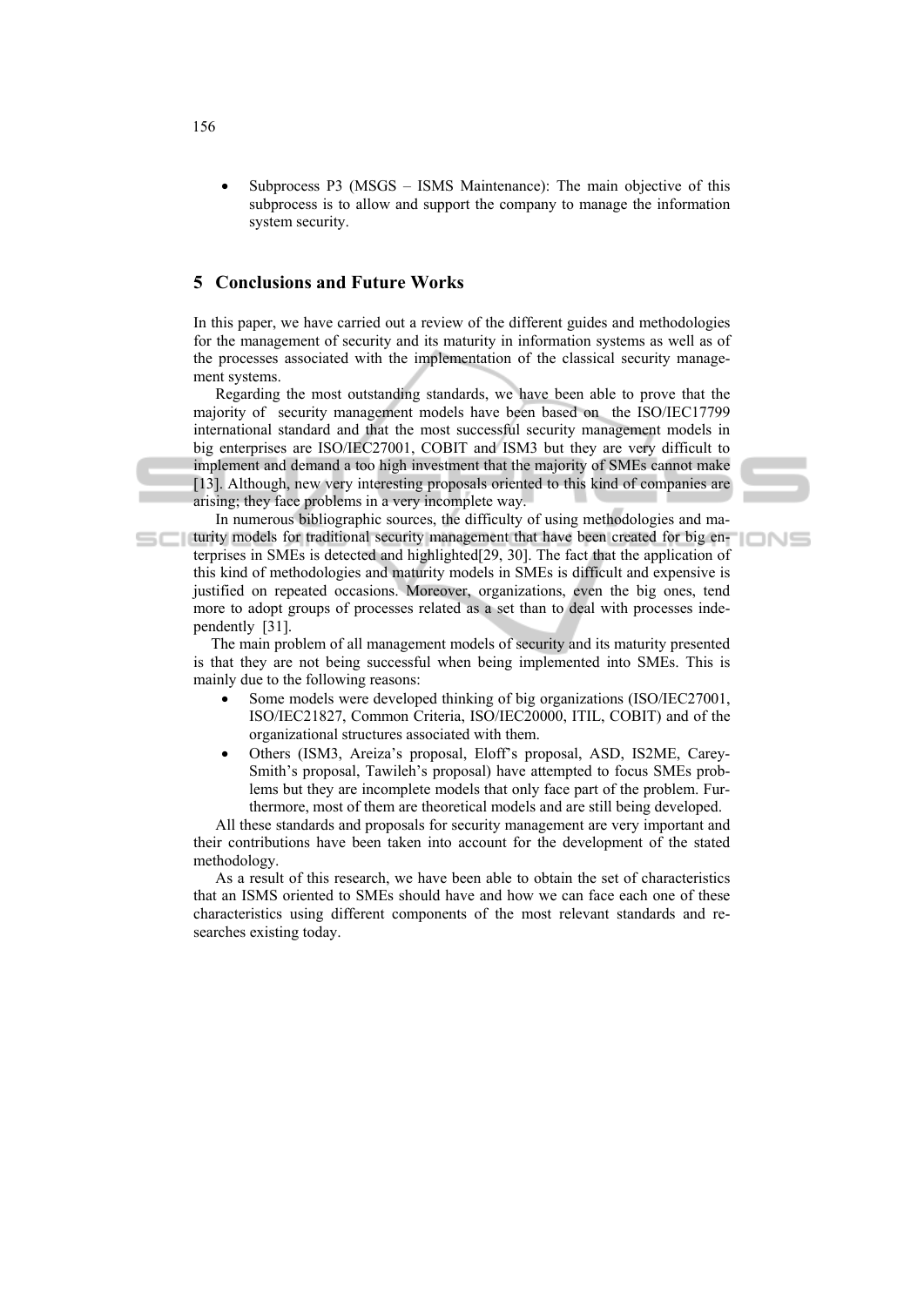- Subprocess P3 (MSGS – ISMS Maintenance): The main objective of this subprocess is to allow and support the company to manage the information system security.

## 5 Conclusions and Future Works

In this paper, we have carried out a review of the different guides and methodologies for the management of security and its maturity in information systems as well as of the processes associated with the implementation of the classical security management systems.

Regarding the most outstanding standards, we have been able to prove that the majority of security management models have been based on the ISO/IEC17799 international standard and that the most successful security management models in big enterprises are ISO/IEC27001, COBIT and ISM3 but they are very difficult to implement and demand a too high investment that the majority of SMEs cannot make [13]. Although, new very interesting proposals oriented to this kind of companies are arising; they face problems in a very incomplete way.

In numerous bibliographic sources, the difficulty of using methodologies and maturity models for traditional security management that have been created for big enterprises in SMEs is detected and highlighted[29, 30]. The fact that the application of this kind of methodologies and maturity models in SMEs is difficult and expensive is justified on repeated occasions. Moreover, organizations, even the big ones, tend more to adopt groups of processes related as a set than to deal with processes independently [31].

The main problem of all management models of security and its maturity presented is that they are not being successful when being implemented into SMEs. This is mainly due to the following reasons:

- Some models were developed thinking of big organizations (ISO/IEC27001, ISO/IEC21827, Common Criteria, ISO/IEC20000, ITIL, COBIT) and of the organizational structures associated with them.
- Others (ISM3, Areiza's proposal, Eloff's proposal, ASD, IS2ME, Carey-Smith's proposal, Tawileh's proposal) have attempted to focus SMEs problems but they are incomplete models that only face part of the problem. Furthermore, most of them are theoretical models and are still being developed.

All these standards and proposals for security management are very important and their contributions have been taken into account for the development of the stated methodology.

As a result of this research, we have been able to obtain the set of characteristics that an ISMS oriented to SMEs should have and how we can face each one of these characteristics using different components of the most relevant standards and researches existing today.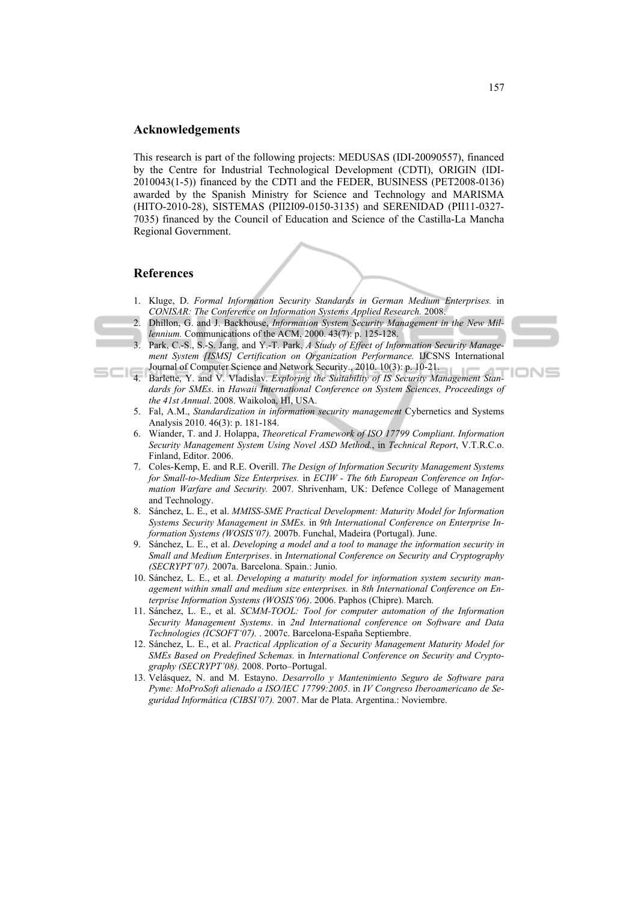## Acknowledgements

This research is part of the following projects: MEDUSAS (IDI-20090557), financed by the Centre for Industrial Technological Development (CDTI), ORIGIN (IDI-2010043(1-5)) financed by the CDTI and the FEDER, BUSINESS (PET2008-0136) awarded by the Spanish Ministry for Science and Technology and MARISMA (HITO-2010-28), SISTEMAS (PII2I09-0150-3135) and SERENIDAD (PII11-0327-7035) financed by the Council of Education and Science of the Castilla-La Mancha Regional Government.

## References

1. Kluge, D. *Formal Information Security Standards in German Medium Enterprises.* in *CONISAR: The Conference on Information Systems Applied Research.* 2008.
2. Dhillon, G. and J. Backhouse, *Information System Security Management in the New Millennium.* Communications of the ACM, 2000. 43(7): p. 125-128.
3. Park, C.-S., S.-S. Jang, and Y.-T. Park, *A Study of Effect of Information Security Management System [ISMS] Certification on Organization Performance.* IJCSNS International Journal of Computer Science and Network Security., 2010. 10(3): p. 10-21.
4. Barlette, Y. and V. Vladislav. *Exploring the Suitability of IS Security Management Standards for SMEs*. in *Hawaii International Conference on System Sciences, Proceedings of the 41st Annual*. 2008. Waikoloa, HI, USA.
5. Fal, A.M., *Standardization in information security management* Cybernetics and Systems Analysis 2010. 46(3): p. 181-184.
6. Wiander, T. and J. Holappa, *Theoretical Framework of ISO 17799 Compliant. Information Security Management System Using Novel ASD Method.*, in *Technical Report*, V.T.R.C.o. Finland, Editor. 2006.
7. Coles-Kemp, E. and R.E. Overill. *The Design of Information Security Management Systems for Small-to-Medium Size Enterprises.* in *ECIW - The 6th European Conference on Information Warfare and Security.* 2007. Shrivenham, UK: Defence College of Management and Technology.
8. Sánchez, L. E., et al. *MMISS-SME Practical Development: Maturity Model for Information Systems Security Management in SMEs.* in *9th International Conference on Enterprise Information Systems (WOSIS'07).* 2007b. Funchal, Madeira (Portugal). June.
9. Sánchez, L. E., et al. *Developing a model and a tool to manage the information security in Small and Medium Enterprises*. in *International Conference on Security and Cryptography (SECRYPT'07).* 2007a. Barcelona. Spain.: Junio.
10. Sánchez, L. E., et al. *Developing a maturity model for information system security management within small and medium size enterprises.* in *8th International Conference on Enterprise Information Systems (WOSIS'06)*. 2006. Paphos (Chipre). March.
11. Sánchez, L. E., et al. *SCMM-TOOL: Tool for computer automation of the Information Security Management Systems*. in *2nd International conference on Software and Data Technologies (ICSOFT'07).* . 2007c. Barcelona-España Septiembre.
12. Sánchez, L. E., et al. *Practical Application of a Security Management Maturity Model for SMEs Based on Predefined Schemas.* in *International Conference on Security and Cryptography (SECRYPT'08).* 2008. Porto–Portugal.
13. Velásquez, N. and M. Estayno. *Desarrollo y Mantenimiento Seguro de Software para Pyme: MoProSoft alienado a ISO/IEC 17799:2005*. in *IV Congreso Iberoamericano de Seguridad Informática (CIBSI'07).* 2007. Mar de Plata. Argentina.: Noviembre.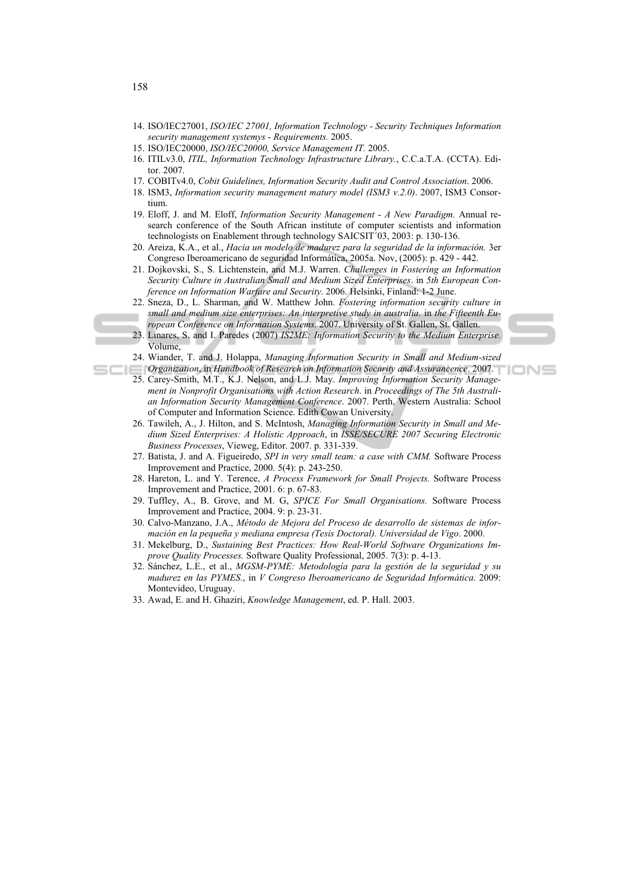14. ISO/IEC27001, *ISO/IEC 27001, Information Technology - Security Techniques Information security management systemys - Requirements.* 2005.
15. ISO/IEC20000, *ISO/IEC20000, Service Management IT.* 2005.
16. ITILv3.0, *ITIL, Information Technology Infrastructure Library.*, C.C.a.T.A. (CCTA). Editor. 2007.
17. COBITv4.0, *Cobit Guidelines, Information Security Audit and Control Association*. 2006.
18. ISM3, *Information security management matury model (ISM3 v.2.0)*. 2007, ISM3 Consortium.
19. Eloff, J. and M. Eloff, *Information Security Management - A New Paradigm.* Annual research conference of the South African institute of computer scientists and information technologists on Enablement through technology SAICSIT´03, 2003: p. 130-136.
20. Areiza, K.A., et al., *Hacia un modelo de madurez para la seguridad de la información.* 3er Congreso Iberoamericano de seguridad Informática, 2005a. Nov, (2005): p. 429 - 442.
21. Dojkovski, S., S. Lichtenstein, and M.J. Warren. *Challenges in Fostering an Information Security Culture in Australian Small and Medium Sized Enterprises*. in *5th European Conference on Information Warfare and Security*. 2006. Helsinki, Finland: 1-2 June.
22. Sneza, D., L. Sharman, and W. Matthew John. *Fostering information security culture in small and medium size enterprises: An interpretive study in australia*. in *the Fifteenth European Conference on Information Systems*. 2007. University of St. Gallen, St. Gallen.
23. Linares, S. and I. Paredes (2007) *IS2ME: Information Security to the Medium Enterprise.* Volume,
24. Wiander, T. and J. Holappa, *Managing Information Security in Small and Medium-sized Organization*, in *Handbook of Research on Information Security and Assurancence*. 2007.
25. Carey-Smith, M.T., K.J. Nelson, and L.J. May. *Improving Information Security Management in Nonprofit Organisations with Action Research*. in *Proceedings of The 5th Australian Information Security Management Conference*. 2007. Perth, Western Australia: School of Computer and Information Science. Edith Cowan University.
26. Tawileh, A., J. Hilton, and S. McIntosh, *Managing Information Security in Small and Medium Sized Enterprises: A Holistic Approach*, in *ISSE/SECURE 2007 Securing Electronic Business Processes*, Vieweg, Editor. 2007. p. 331-339.
27. Batista, J. and A. Figueiredo, *SPI in very small team: a case with CMM.* Software Process Improvement and Practice, 2000. 5(4): p. 243-250.
28. Hareton, L. and Y. Terence, *A Process Framework for Small Projects.* Software Process Improvement and Practice, 2001. 6: p. 67-83.
29. Tuffley, A., B. Grove, and M. G, *SPICE For Small Organisations.* Software Process Improvement and Practice, 2004. 9: p. 23-31.
30. Calvo-Manzano, J.A., *Método de Mejora del Proceso de desarrollo de sistemas de información en la pequeña y mediana empresa (Tesis Doctoral). Universidad de Vigo*. 2000.
31. Mekelburg, D., *Sustaining Best Practices: How Real-World Software Organizations Improve Quality Processes.* Software Quality Professional, 2005. 7(3): p. 4-13.
32. Sánchez, L.E., et al., *MGSM-PYME: Metodología para la gestión de la seguridad y su madurez en las PYMES.*, in *V Congreso Iberoamericano de Seguridad Informática*. 2009: Montevideo, Uruguay.
33. Awad, E. and H. Ghaziri, *Knowledge Management*, ed. P. Hall. 2003.